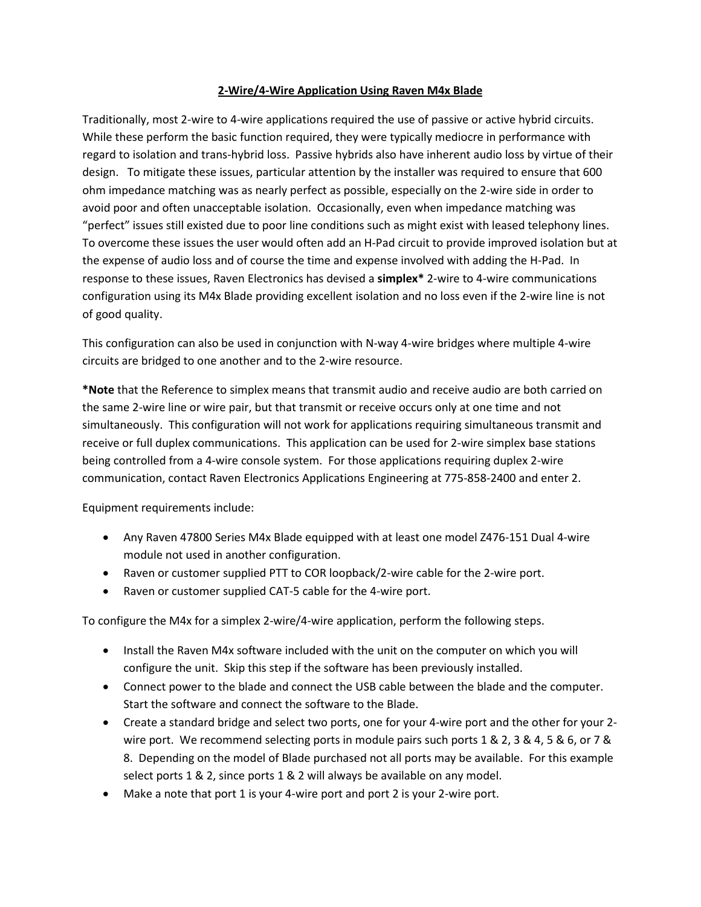# 2-Wire/4-Wire Application Using Raven M4x Blade

Traditionally, most 2-wire to 4-wire applications required the use of passive or active hybrid circuits. While these perform the basic function required, they were typically mediocre in performance with regard to isolation and trans-hybrid loss. Passive hybrids also have inherent audio loss by virtue of their design. To mitigate these issues, particular attention by the installer was required to ensure that 600 ohm impedance matching was as nearly perfect as possible, especially on the 2-wire side in order to avoid poor and often unacceptable isolation. Occasionally, even when impedance matching was "perfect" issues still existed due to poor line conditions such as might exist with leased telephony lines. To overcome these issues the user would often add an H-Pad circuit to provide improved isolation but at the expense of audio loss and of course the time and expense involved with adding the H-Pad. In response to these issues, Raven Electronics has devised a **simplex*** 2-wire to 4-wire communications configuration using its M4x Blade providing excellent isolation and no loss even if the 2-wire line is not of good quality.

This configuration can also be used in conjunction with N-way 4-wire bridges where multiple 4-wire circuits are bridged to one another and to the 2-wire resource.

***Note** that the Reference to simplex means that transmit audio and receive audio are both carried on the same 2-wire line or wire pair, but that transmit or receive occurs only at one time and not simultaneously. This configuration will not work for applications requiring simultaneous transmit and receive or full duplex communications. This application can be used for 2-wire simplex base stations being controlled from a 4-wire console system. For those applications requiring duplex 2-wire communication, contact Raven Electronics Applications Engineering at 775-858-2400 and enter 2.

Equipment requirements include:

- Any Raven 47800 Series M4x Blade equipped with at least one model Z476-151 Dual 4-wire module not used in another configuration.
- Raven or customer supplied PTT to COR loopback/2-wire cable for the 2-wire port.
- Raven or customer supplied CAT-5 cable for the 4-wire port.

To configure the M4x for a simplex 2-wire/4-wire application, perform the following steps.

- Install the Raven M4x software included with the unit on the computer on which you will configure the unit. Skip this step if the software has been previously installed.
- Connect power to the blade and connect the USB cable between the blade and the computer. Start the software and connect the software to the Blade.
- Create a standard bridge and select two ports, one for your 4-wire port and the other for your 2-wire port. We recommend selecting ports in module pairs such ports 1 & 2, 3 & 4, 5 & 6, or 7 & 8. Depending on the model of Blade purchased not all ports may be available. For this example select ports 1 & 2, since ports 1 & 2 will always be available on any model.
- Make a note that port 1 is your 4-wire port and port 2 is your 2-wire port.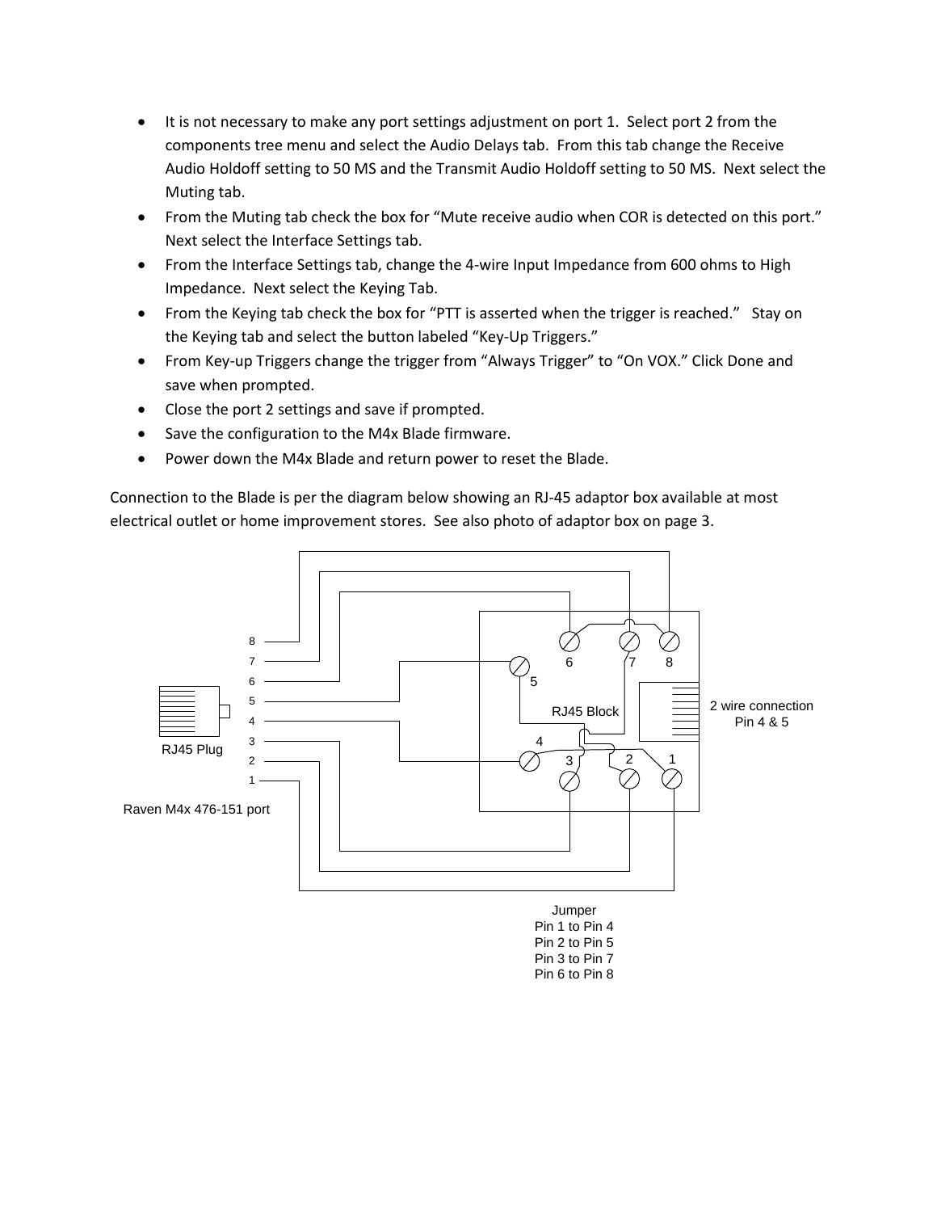- It is not necessary to make any port settings adjustment on port 1. Select port 2 from the components tree menu and select the Audio Delays tab. From this tab change the Receive Audio Holdoff setting to 50 MS and the Transmit Audio Holdoff setting to 50 MS. Next select the Muting tab.
- From the Muting tab check the box for "Mute receive audio when COR is detected on this port." Next select the Interface Settings tab.
- From the Interface Settings tab, change the 4-wire Input Impedance from 600 ohms to High Impedance. Next select the Keying Tab.
- From the Keying tab check the box for "PTT is asserted when the trigger is reached." Stay on the Keying tab and select the button labeled "Key-Up Triggers."
- From Key-up Triggers change the trigger from "Always Trigger" to "On VOX." Click Done and save when prompted.
- Close the port 2 settings and save if prompted.
- Save the configuration to the M4x Blade firmware.
- Power down the M4x Blade and return power to reset the Blade.

Connection to the Blade is per the diagram below showing an RJ-45 adaptor box available at most electrical outlet or home improvement stores. See also photo of adaptor box on page 3.

RJ45 Plug

Raven M4x 476-151 port

RJ45 Block

2 wire connection
Pin 4 & 5

Jumper
Pin 1 to Pin 4
Pin 2 to Pin 5
Pin 3 to Pin 7
Pin 6 to Pin 8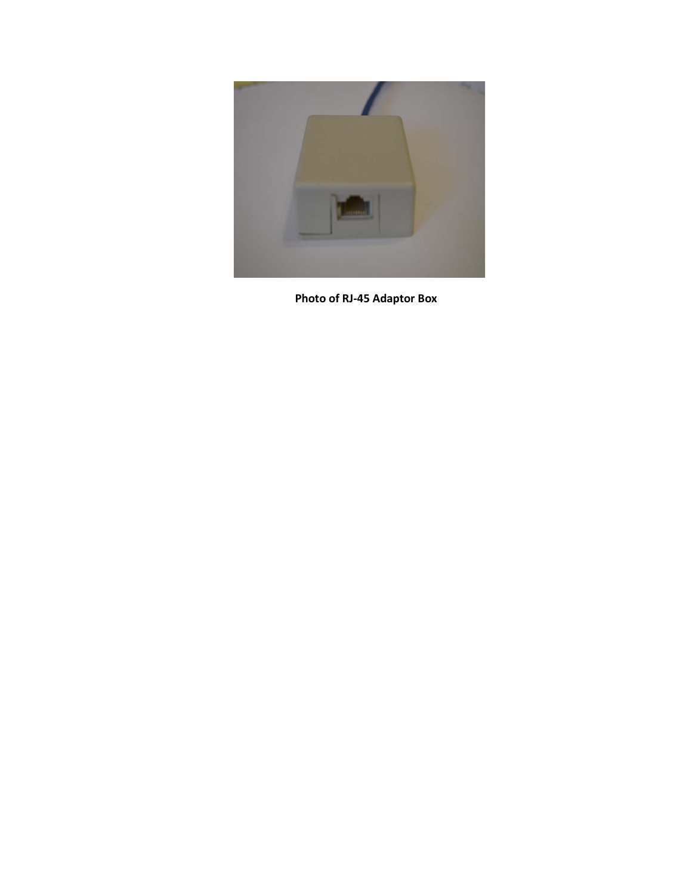**Photo of RJ-45 Adaptor Box**